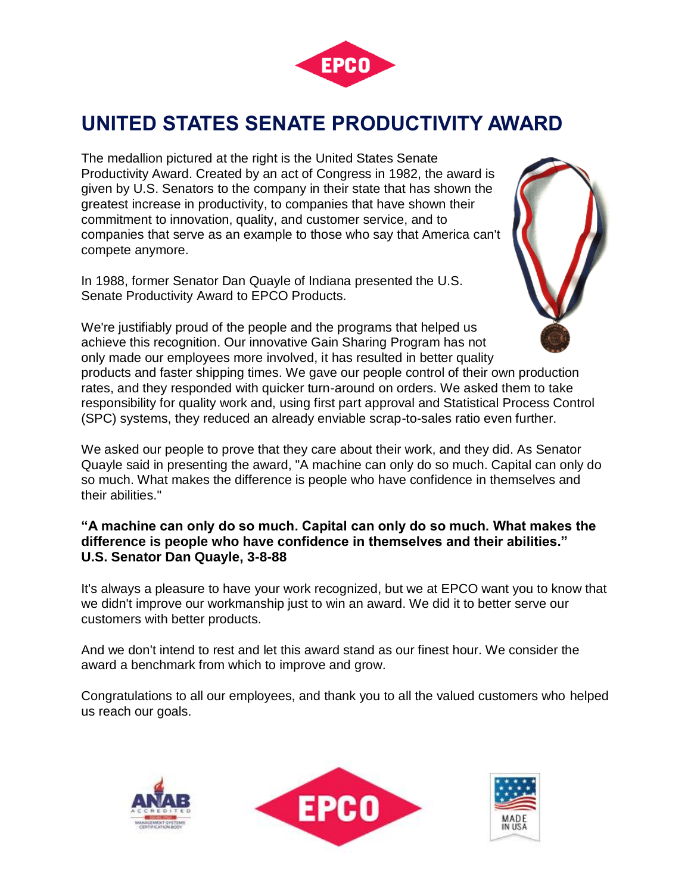# UNITED STATES SENATE PRODUCTIVITY AWARD

The medallion pictured at the right is the United States Senate Productivity Award. Created by an act of Congress in 1982, the award is given by U.S. Senators to the company in their state that has shown the greatest increase in productivity, to companies that have shown their commitment to innovation, quality, and customer service, and to companies that serve as an example to those who say that America can't compete anymore.

In 1988, former Senator Dan Quayle of Indiana presented the U.S. Senate Productivity Award to EPCO Products.

We're justifiably proud of the people and the programs that helped us achieve this recognition. Our innovative Gain Sharing Program has not only made our employees more involved, it has resulted in better quality products and faster shipping times. We gave our people control of their own production rates, and they responded with quicker turn-around on orders. We asked them to take responsibility for quality work and, using first part approval and Statistical Process Control (SPC) systems, they reduced an already enviable scrap-to-sales ratio even further.

We asked our people to prove that they care about their work, and they did. As Senator Quayle said in presenting the award, "A machine can only do so much. Capital can only do so much. What makes the difference is people who have confidence in themselves and their abilities."

**"A machine can only do so much. Capital can only do so much. What makes the difference is people who have confidence in themselves and their abilities."**
**U.S. Senator Dan Quayle, 3-8-88**

It's always a pleasure to have your work recognized, but we at EPCO want you to know that we didn't improve our workmanship just to win an award. We did it to better serve our customers with better products.

And we don't intend to rest and let this award stand as our finest hour. We consider the award a benchmark from which to improve and grow.

Congratulations to all our employees, and thank you to all the valued customers who helped us reach our goals.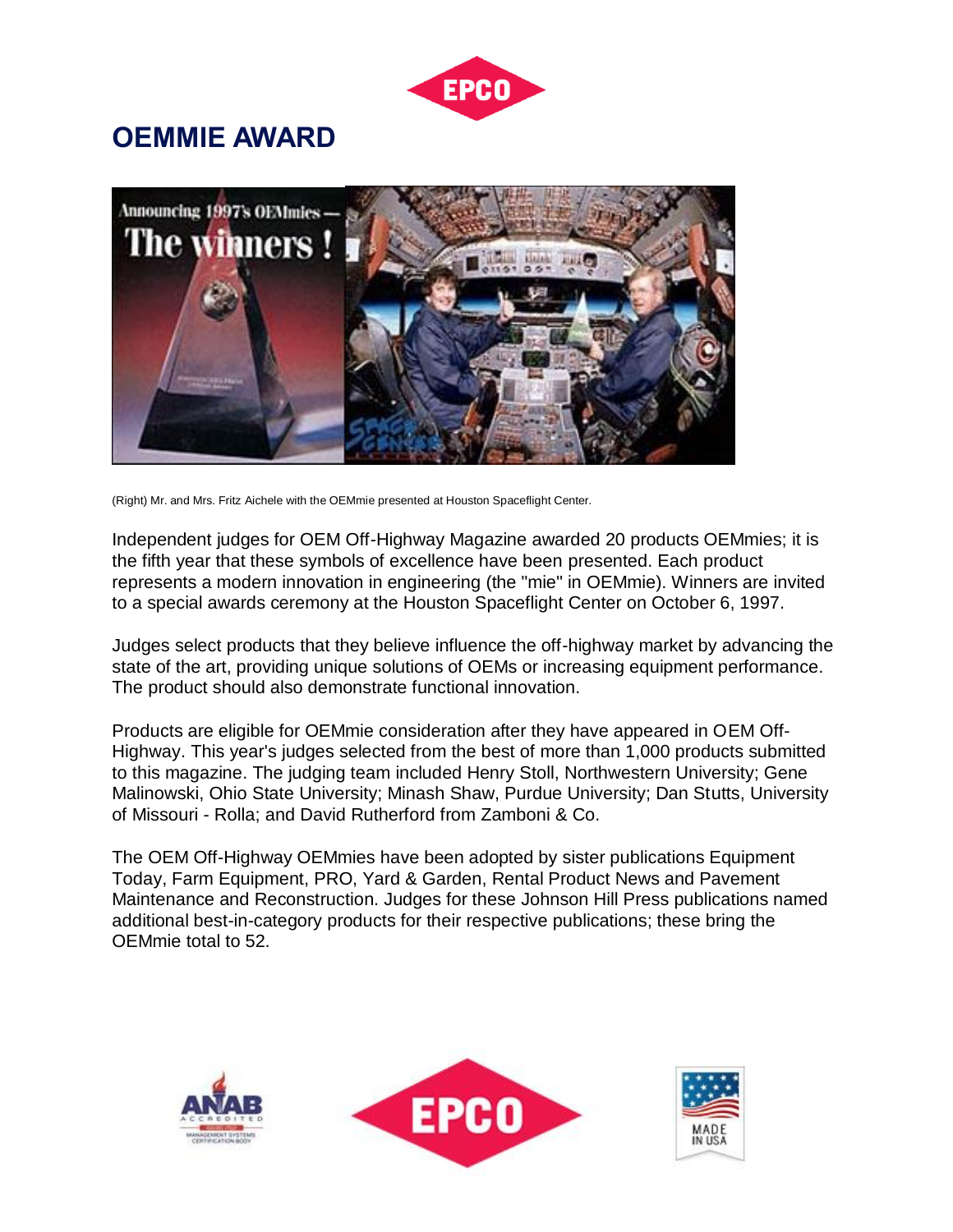# OEMMIE AWARD

(Right) Mr. and Mrs. Fritz Aichele with the OEMmie presented at Houston Spaceflight Center.

Independent judges for OEM Off-Highway Magazine awarded 20 products OEMmies; it is the fifth year that these symbols of excellence have been presented. Each product represents a modern innovation in engineering (the "mie" in OEMmie). Winners are invited to a special awards ceremony at the Houston Spaceflight Center on October 6, 1997.

Judges select products that they believe influence the off-highway market by advancing the state of the art, providing unique solutions of OEMs or increasing equipment performance. The product should also demonstrate functional innovation.

Products are eligible for OEMmie consideration after they have appeared in OEM Off-Highway. This year's judges selected from the best of more than 1,000 products submitted to this magazine. The judging team included Henry Stoll, Northwestern University; Gene Malinowski, Ohio State University; Minash Shaw, Purdue University; Dan Stutts, University of Missouri - Rolla; and David Rutherford from Zamboni & Co.

The OEM Off-Highway OEMmies have been adopted by sister publications Equipment Today, Farm Equipment, PRO, Yard & Garden, Rental Product News and Pavement Maintenance and Reconstruction. Judges for these Johnson Hill Press publications named additional best-in-category products for their respective publications; these bring the OEMmie total to 52.